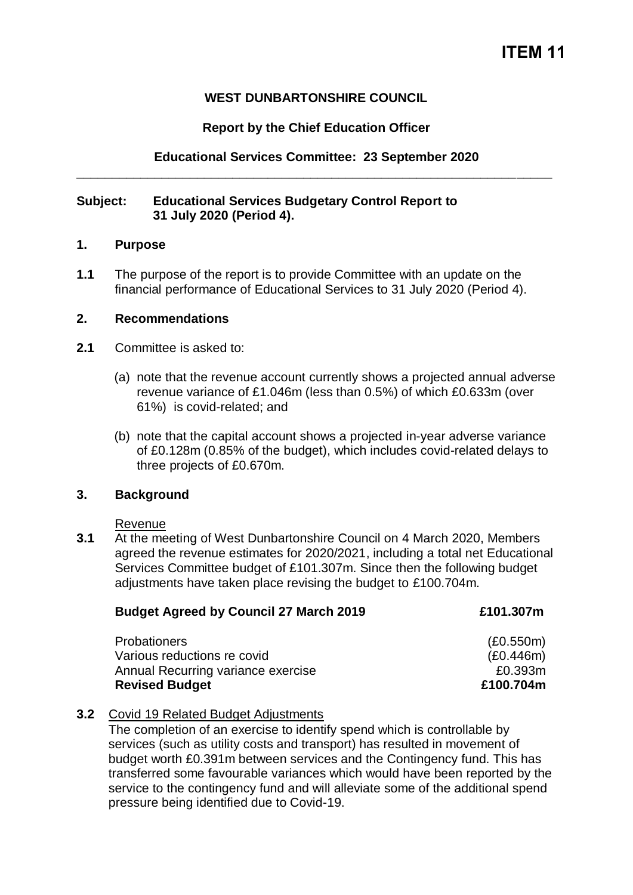**ITEM 11**

**WEST DUNBARTONSHIRE COUNCIL**

**Report by the Chief Education Officer**

**Educational Services Committee: 23 September 2020**

---

**Subject: Educational Services Budgetary Control Report to 31 July 2020 (Period 4).**

## 1. Purpose

**1.1** The purpose of the report is to provide Committee with an update on the financial performance of Educational Services to 31 July 2020 (Period 4).

## 2. Recommendations

**2.1** Committee is asked to:

(a) note that the revenue account currently shows a projected annual adverse revenue variance of £1.046m (less than 0.5%) of which £0.633m (over 61%) is covid-related; and

(b) note that the capital account shows a projected in-year adverse variance of £0.128m (0.85% of the budget), which includes covid-related delays to three projects of £0.670m.

## 3. Background

Revenue

**3.1** At the meeting of West Dunbartonshire Council on 4 March 2020, Members agreed the revenue estimates for 2020/2021, including a total net Educational Services Committee budget of £101.307m. Since then the following budget adjustments have taken place revising the budget to £100.704m.

| **Budget Agreed by Council 27 March 2019** | **£101.307m** |
|---|---|
| Probationers | (£0.550m) |
| Various reductions re covid | (£0.446m) |
| Annual Recurring variance exercise | £0.393m |
| **Revised Budget** | **£100.704m** |

**3.2** Covid 19 Related Budget Adjustments

The completion of an exercise to identify spend which is controllable by services (such as utility costs and transport) has resulted in movement of budget worth £0.391m between services and the Contingency fund. This has transferred some favourable variances which would have been reported by the service to the contingency fund and will alleviate some of the additional spend pressure being identified due to Covid-19.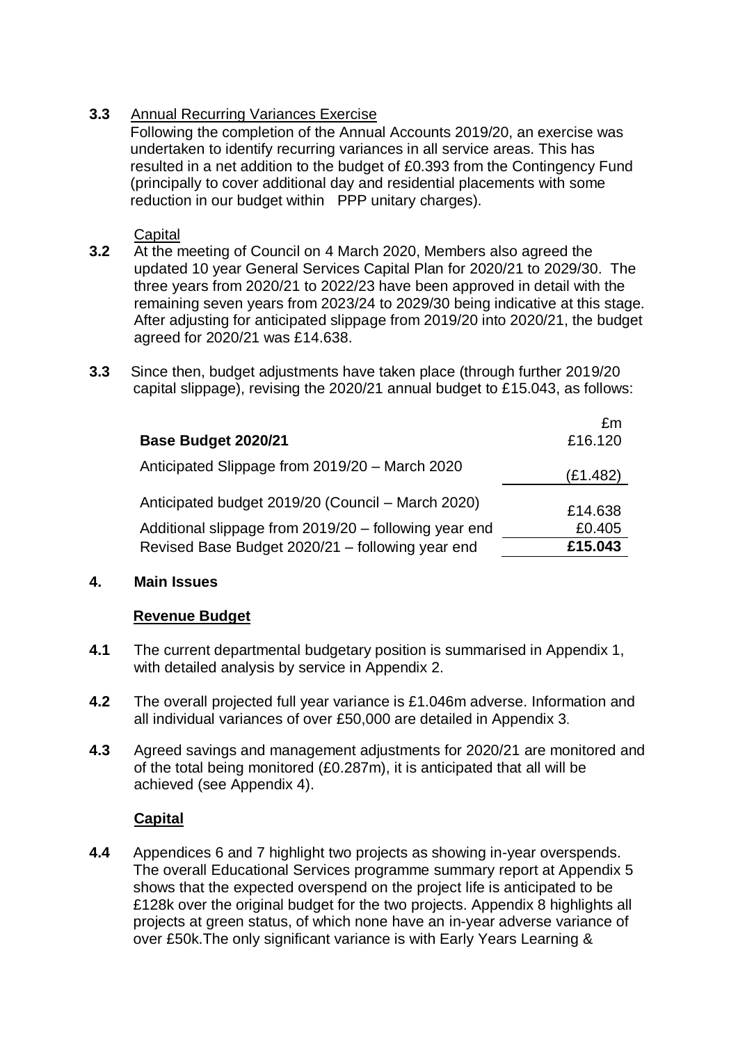**3.3** Annual Recurring Variances Exercise

Following the completion of the Annual Accounts 2019/20, an exercise was undertaken to identify recurring variances in all service areas. This has resulted in a net addition to the budget of £0.393 from the Contingency Fund (principally to cover additional day and residential placements with some reduction in our budget within PPP unitary charges).

Capital

**3.2** At the meeting of Council on 4 March 2020, Members also agreed the updated 10 year General Services Capital Plan for 2020/21 to 2029/30. The three years from 2020/21 to 2022/23 have been approved in detail with the remaining seven years from 2023/24 to 2029/30 being indicative at this stage. After adjusting for anticipated slippage from 2019/20 into 2020/21, the budget agreed for 2020/21 was £14.638.

**3.3** Since then, budget adjustments have taken place (through further 2019/20 capital slippage), revising the 2020/21 annual budget to £15.043, as follows:

| | £m |
|---|---|
| **Base Budget 2020/21** | £16.120 |
| Anticipated Slippage from 2019/20 – March 2020 | (£1.482) |
| Anticipated budget 2019/20 (Council – March 2020) | £14.638 |
| Additional slippage from 2019/20 – following year end | £0.405 |
| Revised Base Budget 2020/21 – following year end | **£15.043** |

## 4. Main Issues

### Revenue Budget

**4.1** The current departmental budgetary position is summarised in Appendix 1, with detailed analysis by service in Appendix 2.

**4.2** The overall projected full year variance is £1.046m adverse. Information and all individual variances of over £50,000 are detailed in Appendix 3.

**4.3** Agreed savings and management adjustments for 2020/21 are monitored and of the total being monitored (£0.287m), it is anticipated that all will be achieved (see Appendix 4).

### Capital

**4.4** Appendices 6 and 7 highlight two projects as showing in-year overspends. The overall Educational Services programme summary report at Appendix 5 shows that the expected overspend on the project life is anticipated to be £128k over the original budget for the two projects. Appendix 8 highlights all projects at green status, of which none have an in-year adverse variance of over £50k.The only significant variance is with Early Years Learning &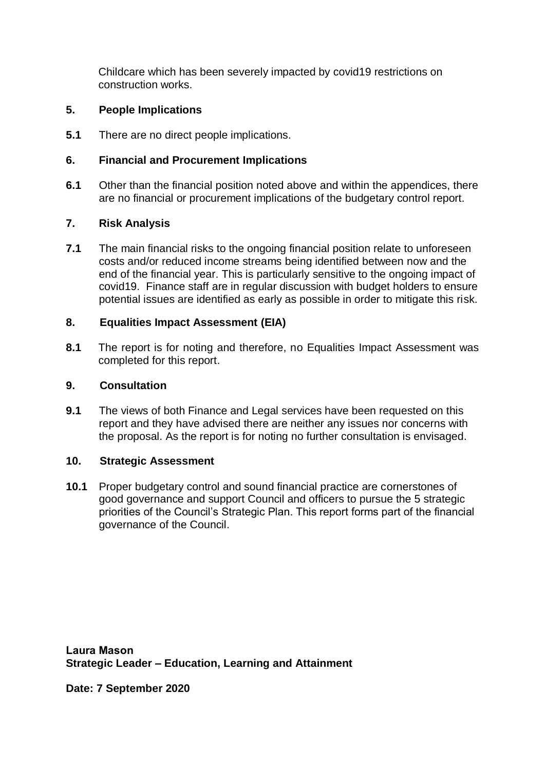Childcare which has been severely impacted by covid19 restrictions on construction works.

## 5. People Implications

**5.1** There are no direct people implications.

## 6. Financial and Procurement Implications

**6.1** Other than the financial position noted above and within the appendices, there are no financial or procurement implications of the budgetary control report.

## 7. Risk Analysis

**7.1** The main financial risks to the ongoing financial position relate to unforeseen costs and/or reduced income streams being identified between now and the end of the financial year. This is particularly sensitive to the ongoing impact of covid19. Finance staff are in regular discussion with budget holders to ensure potential issues are identified as early as possible in order to mitigate this risk.

## 8. Equalities Impact Assessment (EIA)

**8.1** The report is for noting and therefore, no Equalities Impact Assessment was completed for this report.

## 9. Consultation

**9.1** The views of both Finance and Legal services have been requested on this report and they have advised there are neither any issues nor concerns with the proposal. As the report is for noting no further consultation is envisaged.

## 10. Strategic Assessment

**10.1** Proper budgetary control and sound financial practice are cornerstones of good governance and support Council and officers to pursue the 5 strategic priorities of the Council's Strategic Plan. This report forms part of the financial governance of the Council.

**Laura Mason**
**Strategic Leader – Education, Learning and Attainment**

**Date: 7 September 2020**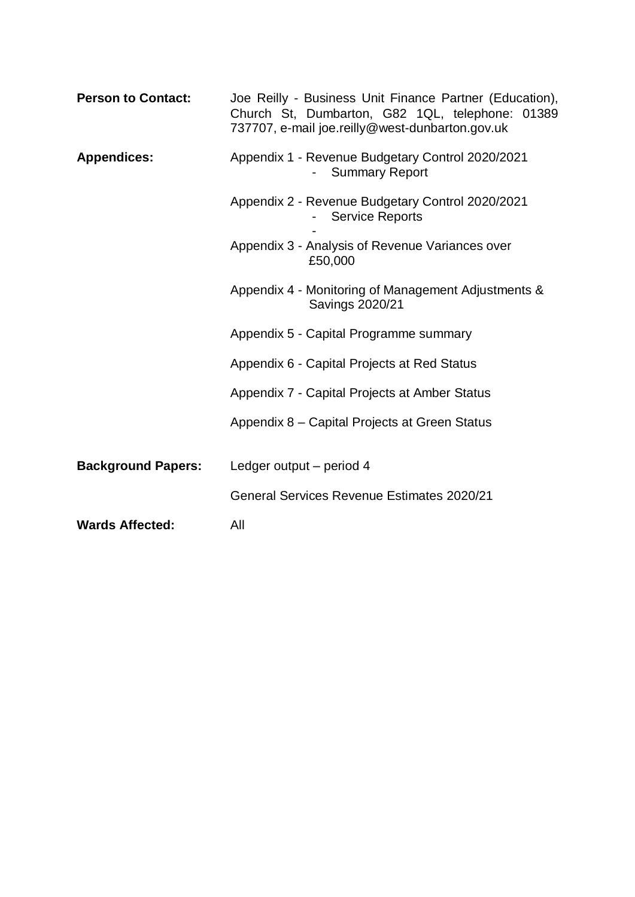**Person to Contact:** Joe Reilly - Business Unit Finance Partner (Education), Church St, Dumbarton, G82 1QL, telephone: 01389 737707, e-mail joe.reilly@west-dunbarton.gov.uk

**Appendices:**

Appendix 1 - Revenue Budgetary Control 2020/2021
- Summary Report

Appendix 2 - Revenue Budgetary Control 2020/2021
- Service Reports

Appendix 3 - Analysis of Revenue Variances over £50,000

Appendix 4 - Monitoring of Management Adjustments & Savings 2020/21

Appendix 5 - Capital Programme summary

Appendix 6 - Capital Projects at Red Status

Appendix 7 - Capital Projects at Amber Status

Appendix 8 – Capital Projects at Green Status

**Background Papers:** Ledger output – period 4

General Services Revenue Estimates 2020/21

**Wards Affected:** All